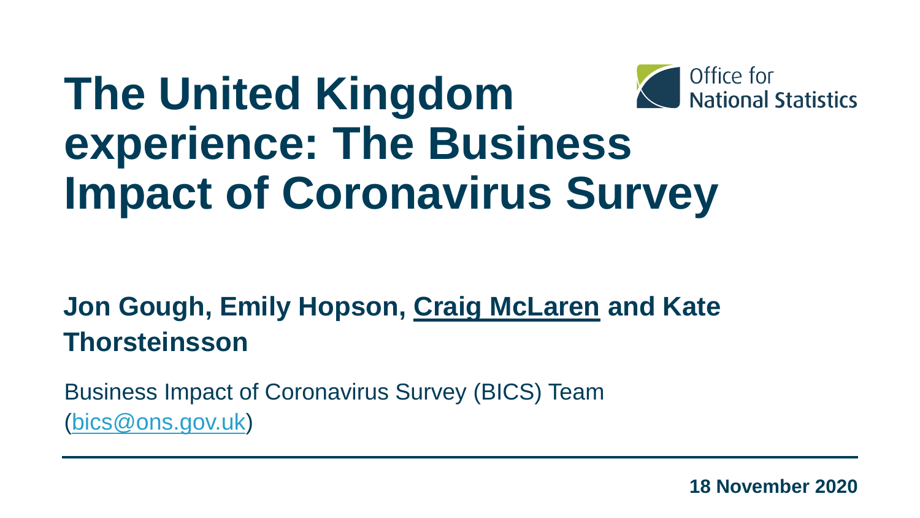# The United Kingdom experience: The Business Impact of Coronavirus Survey

Office for National Statistics

**Jon Gough, Emily Hopson, Craig McLaren and Kate Thorsteinsson**

Business Impact of Coronavirus Survey (BICS) Team (bics@ons.gov.uk)

**18 November 2020**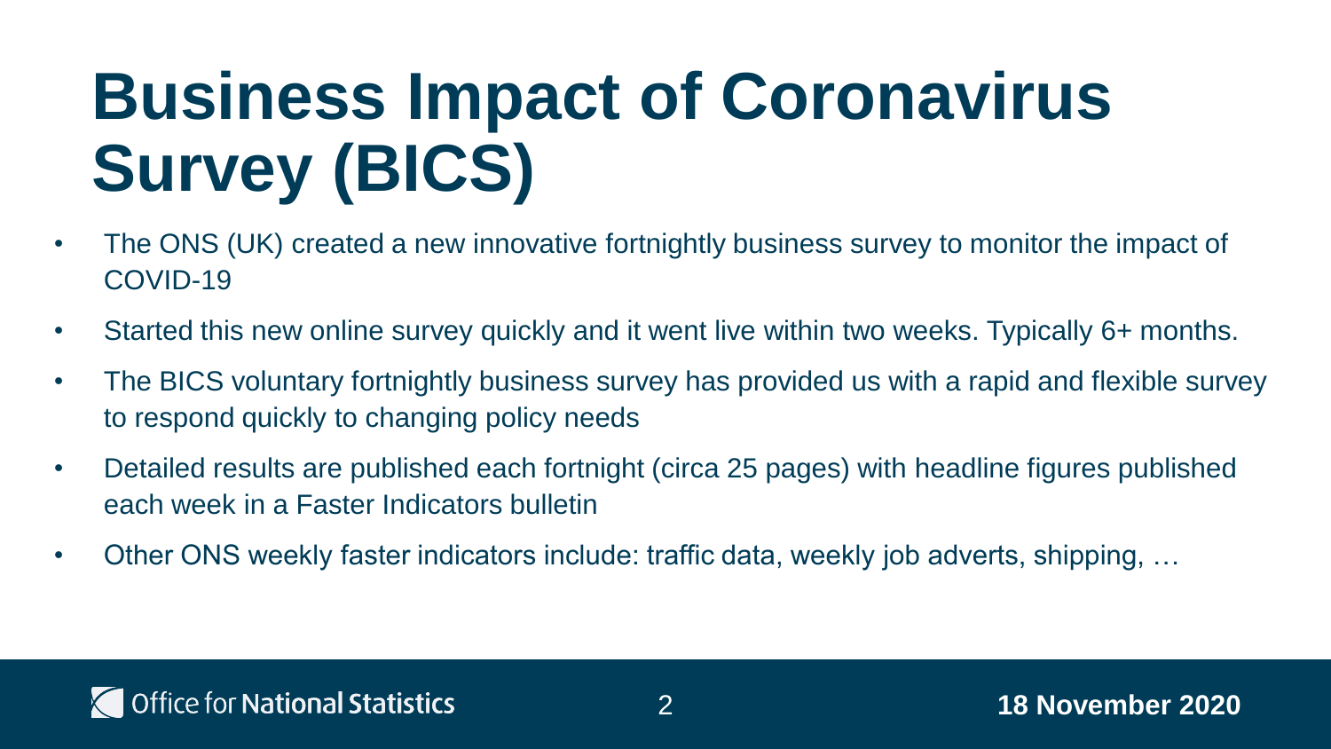# Business Impact of Coronavirus Survey (BICS)

- The ONS (UK) created a new innovative fortnightly business survey to monitor the impact of COVID-19
- Started this new online survey quickly and it went live within two weeks. Typically 6+ months.
- The BICS voluntary fortnightly business survey has provided us with a rapid and flexible survey to respond quickly to changing policy needs
- Detailed results are published each fortnight (circa 25 pages) with headline figures published each week in a Faster Indicators bulletin
- Other ONS weekly faster indicators include: traffic data, weekly job adverts, shipping, …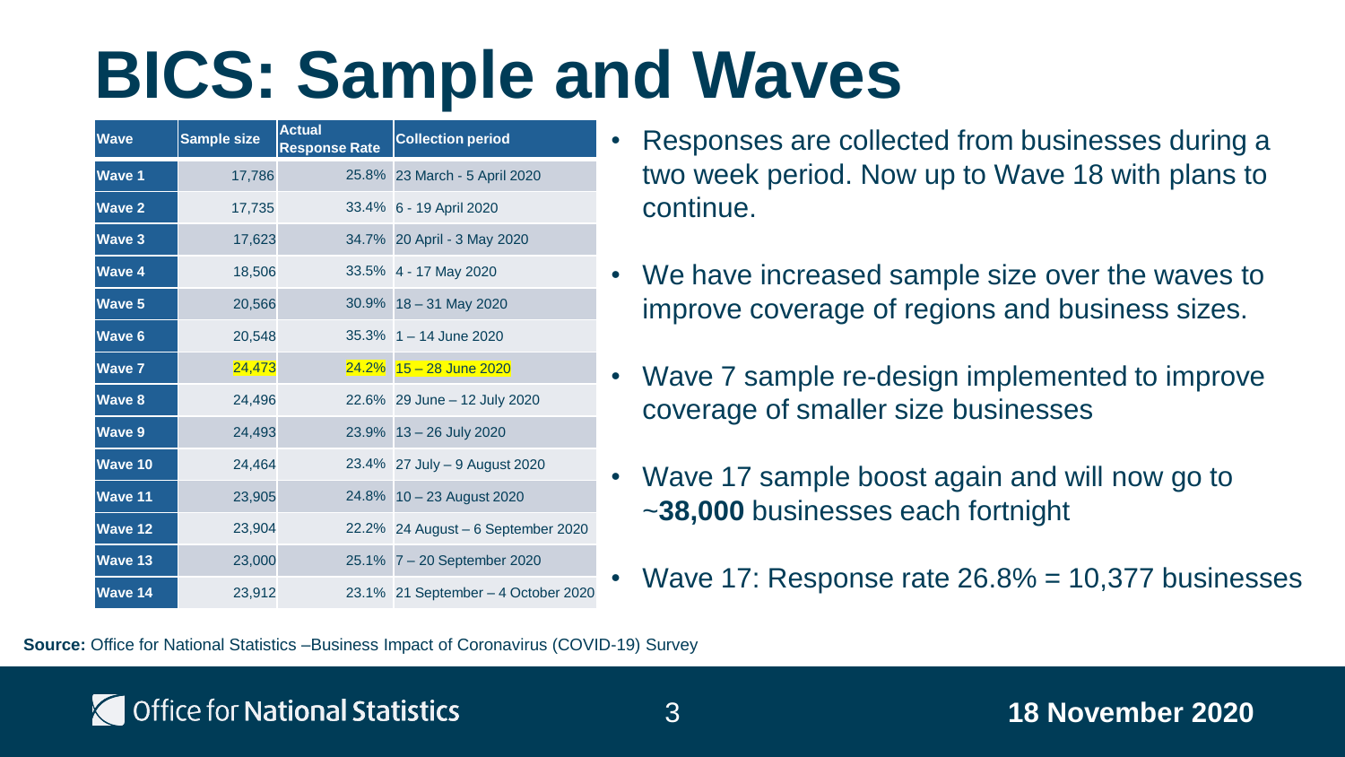# BICS: Sample and Waves

| Wave | Sample size | Actual Response Rate | Collection period |
|---|---|---|---|
| Wave 1 | 17,786 | 25.8% | 23 March - 5 April 2020 |
| Wave 2 | 17,735 | 33.4% | 6 - 19 April 2020 |
| Wave 3 | 17,623 | 34.7% | 20 April - 3 May 2020 |
| Wave 4 | 18,506 | 33.5% | 4 - 17 May 2020 |
| Wave 5 | 20,566 | 30.9% | 18 – 31 May 2020 |
| Wave 6 | 20,548 | 35.3% | 1 – 14 June 2020 |
| Wave 7 | 24,473 | 24.2% | 15 – 28 June 2020 |
| Wave 8 | 24,496 | 22.6% | 29 June – 12 July 2020 |
| Wave 9 | 24,493 | 23.9% | 13 – 26 July 2020 |
| Wave 10 | 24,464 | 23.4% | 27 July – 9 August 2020 |
| Wave 11 | 23,905 | 24.8% | 10 – 23 August 2020 |
| Wave 12 | 23,904 | 22.2% | 24 August – 6 September 2020 |
| Wave 13 | 23,000 | 25.1% | 7 – 20 September 2020 |
| Wave 14 | 23,912 | 23.1% | 21 September – 4 October 2020 |

- Responses are collected from businesses during a two week period. Now up to Wave 18 with plans to continue.
- We have increased sample size over the waves to improve coverage of regions and business sizes.
- Wave 7 sample re-design implemented to improve coverage of smaller size businesses
- Wave 17 sample boost again and will now go to ~**38,000** businesses each fortnight
- Wave 17: Response rate 26.8% = 10,377 businesses

**Source:** Office for National Statistics –Business Impact of Coronavirus (COVID-19) Survey

Office for National Statistics

**18 November 2020**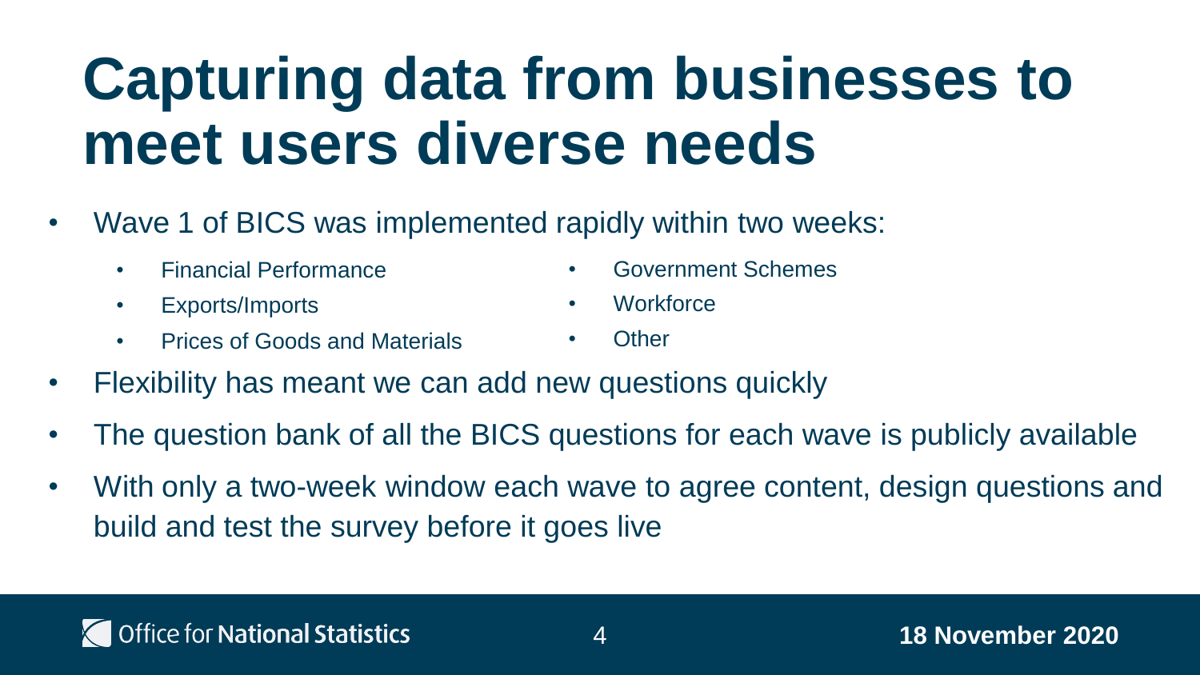# Capturing data from businesses to meet users diverse needs

- Wave 1 of BICS was implemented rapidly within two weeks:
  - Financial Performance
  - Exports/Imports
  - Prices of Goods and Materials
  - Government Schemes
  - Workforce
  - Other
- Flexibility has meant we can add new questions quickly
- The question bank of all the BICS questions for each wave is publicly available
- With only a two-week window each wave to agree content, design questions and build and test the survey before it goes live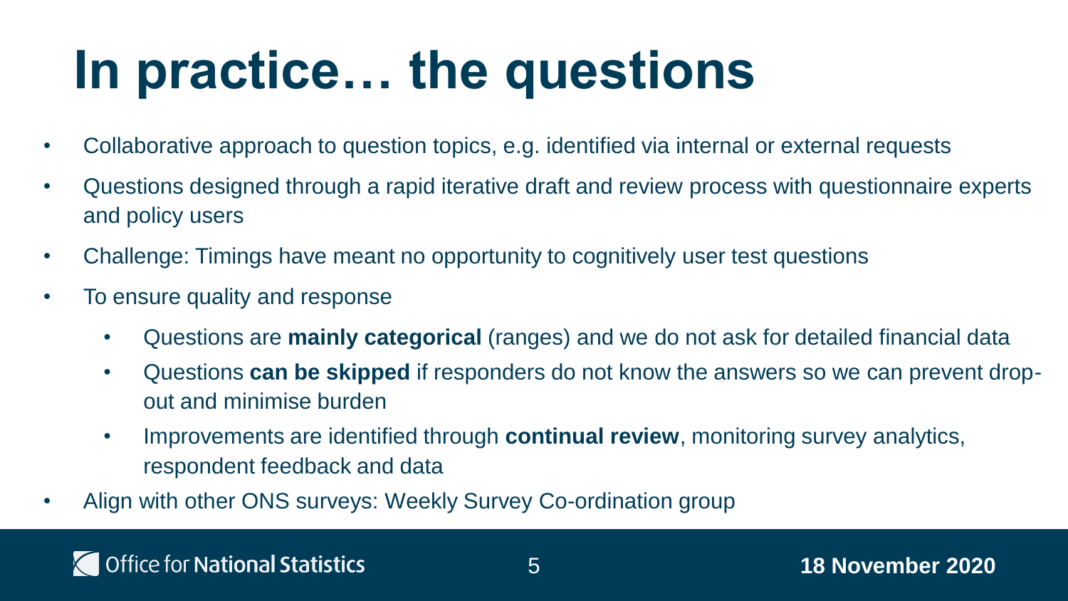# In practice… the questions

- Collaborative approach to question topics, e.g. identified via internal or external requests
- Questions designed through a rapid iterative draft and review process with questionnaire experts and policy users
- Challenge: Timings have meant no opportunity to cognitively user test questions
- To ensure quality and response
  - Questions are **mainly categorical** (ranges) and we do not ask for detailed financial data
  - Questions **can be skipped** if responders do not know the answers so we can prevent drop-out and minimise burden
  - Improvements are identified through **continual review**, monitoring survey analytics, respondent feedback and data
- Align with other ONS surveys: Weekly Survey Co-ordination group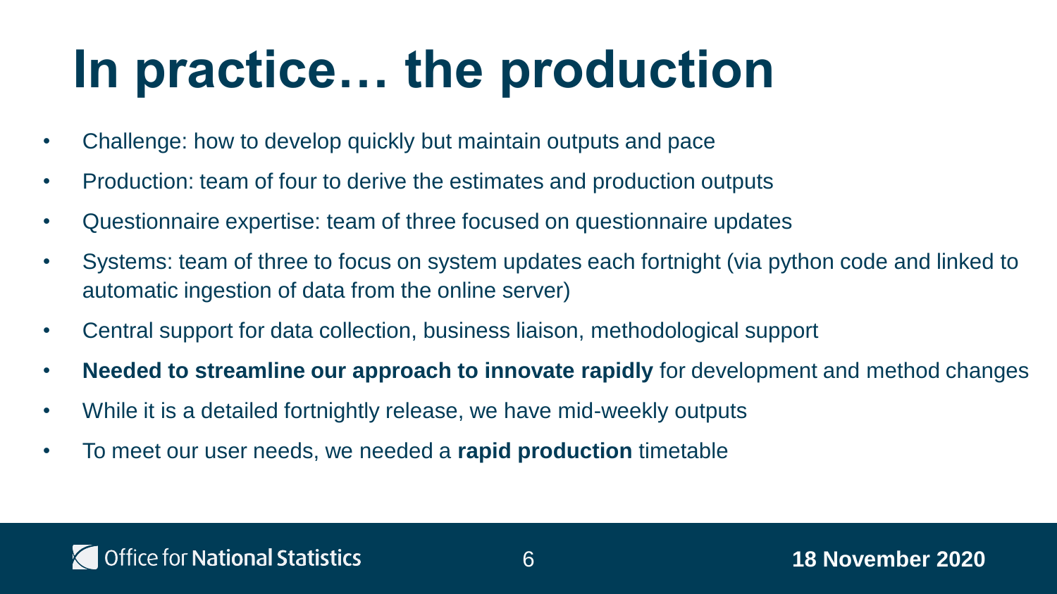# In practice… the production

- Challenge: how to develop quickly but maintain outputs and pace
- Production: team of four to derive the estimates and production outputs
- Questionnaire expertise: team of three focused on questionnaire updates
- Systems: team of three to focus on system updates each fortnight (via python code and linked to automatic ingestion of data from the online server)
- Central support for data collection, business liaison, methodological support
- **Needed to streamline our approach to innovate rapidly** for development and method changes
- While it is a detailed fortnightly release, we have mid-weekly outputs
- To meet our user needs, we needed a **rapid production** timetable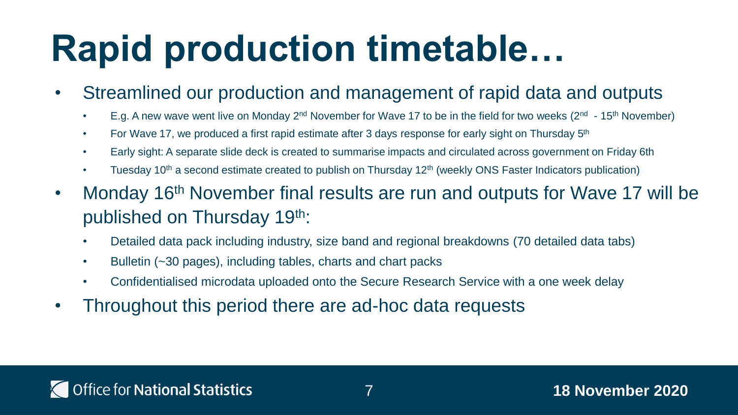# Rapid production timetable…

- Streamlined our production and management of rapid data and outputs
  - E.g. A new wave went live on Monday 2nd November for Wave 17 to be in the field for two weeks (2nd - 15th November)
  - For Wave 17, we produced a first rapid estimate after 3 days response for early sight on Thursday 5th
  - Early sight: A separate slide deck is created to summarise impacts and circulated across government on Friday 6th
  - Tuesday 10th a second estimate created to publish on Thursday 12th (weekly ONS Faster Indicators publication)
- Monday 16th November final results are run and outputs for Wave 17 will be published on Thursday 19th:
  - Detailed data pack including industry, size band and regional breakdowns (70 detailed data tabs)
  - Bulletin (~30 pages), including tables, charts and chart packs
  - Confidentialised microdata uploaded onto the Secure Research Service with a one week delay
- Throughout this period there are ad-hoc data requests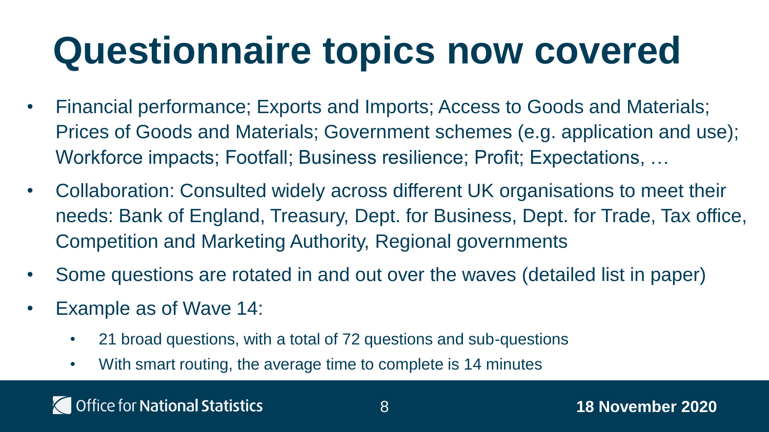# Questionnaire topics now covered

- Financial performance; Exports and Imports; Access to Goods and Materials; Prices of Goods and Materials; Government schemes (e.g. application and use); Workforce impacts; Footfall; Business resilience; Profit; Expectations, …
- Collaboration: Consulted widely across different UK organisations to meet their needs: Bank of England, Treasury, Dept. for Business, Dept. for Trade, Tax office, Competition and Marketing Authority, Regional governments
- Some questions are rotated in and out over the waves (detailed list in paper)
- Example as of Wave 14:
  - 21 broad questions, with a total of 72 questions and sub-questions
  - With smart routing, the average time to complete is 14 minutes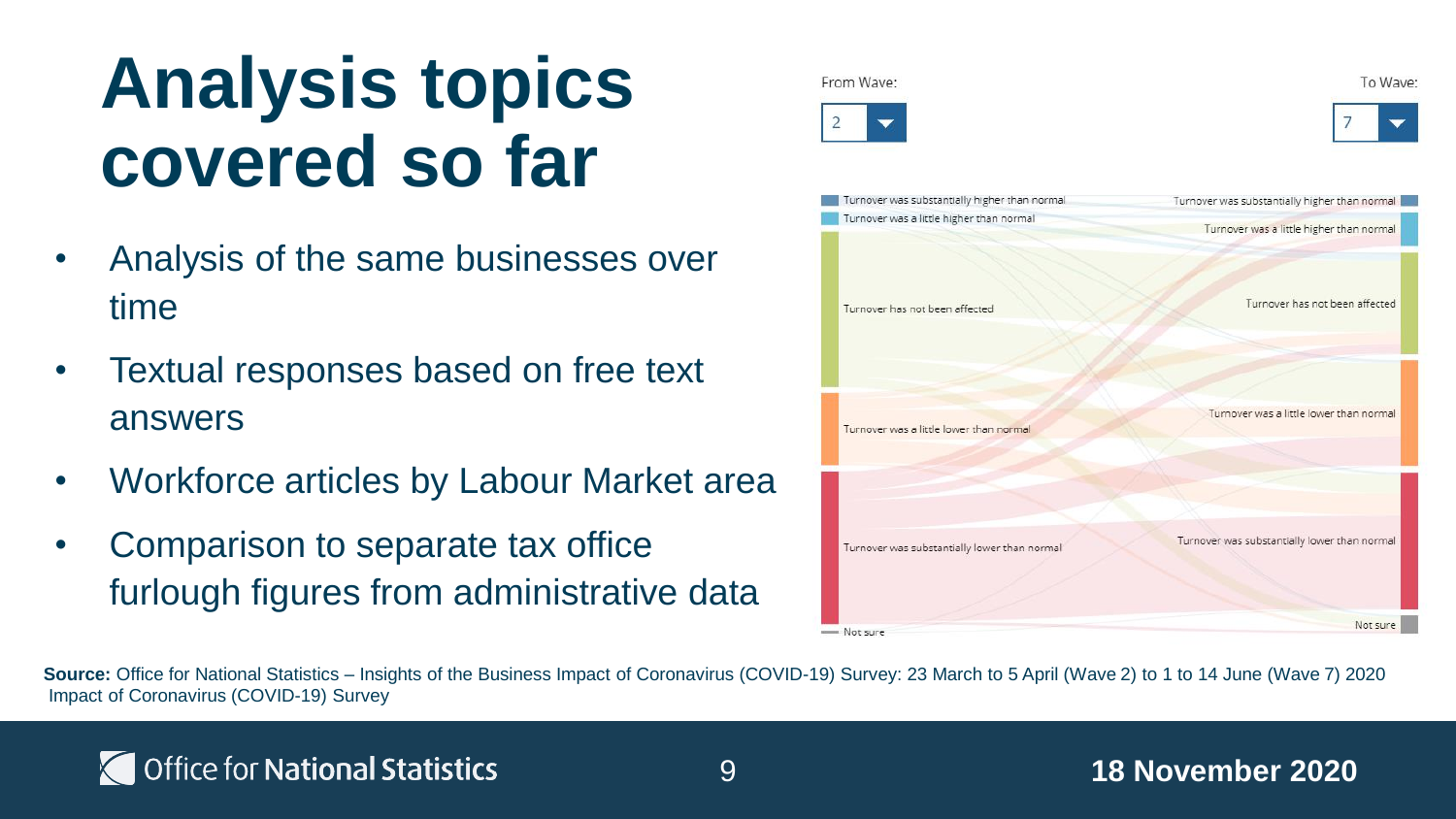# Analysis topics covered so far

- Analysis of the same businesses over time
- Textual responses based on free text answers
- Workforce articles by Labour Market area
- Comparison to separate tax office furlough figures from administrative data

From Wave: 2

To Wave: 7

Turnover was substantially higher than normal
Turnover was a little higher than normal
Turnover has not been effected
Turnover was a little lower than normal
Turnover was substantially lower than normal
Not sure

Turnover was substantially higher than normal
Turnover was a little higher than normal
Turnover has not been affected
Turnover was a little lower than normal
Turnover was substantially lower than normal
Not sure

**Source:** Office for National Statistics – Insights of the Business Impact of Coronavirus (COVID-19) Survey: 23 March to 5 April (Wave 2) to 1 to 14 June (Wave 7) 2020 Impact of Coronavirus (COVID-19) Survey

Office for National Statistics

18 November 2020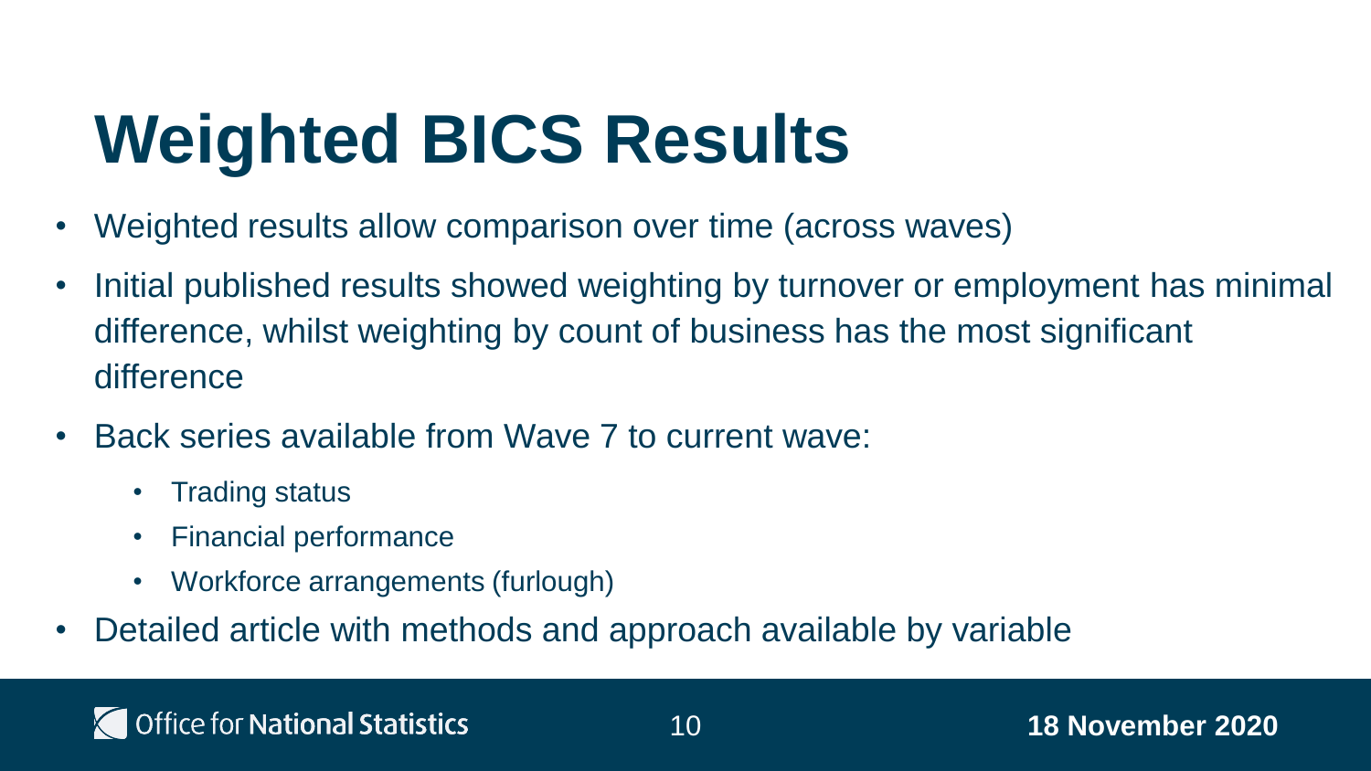# Weighted BICS Results

- Weighted results allow comparison over time (across waves)
- Initial published results showed weighting by turnover or employment has minimal difference, whilst weighting by count of business has the most significant difference
- Back series available from Wave 7 to current wave:
  - Trading status
  - Financial performance
  - Workforce arrangements (furlough)
- Detailed article with methods and approach available by variable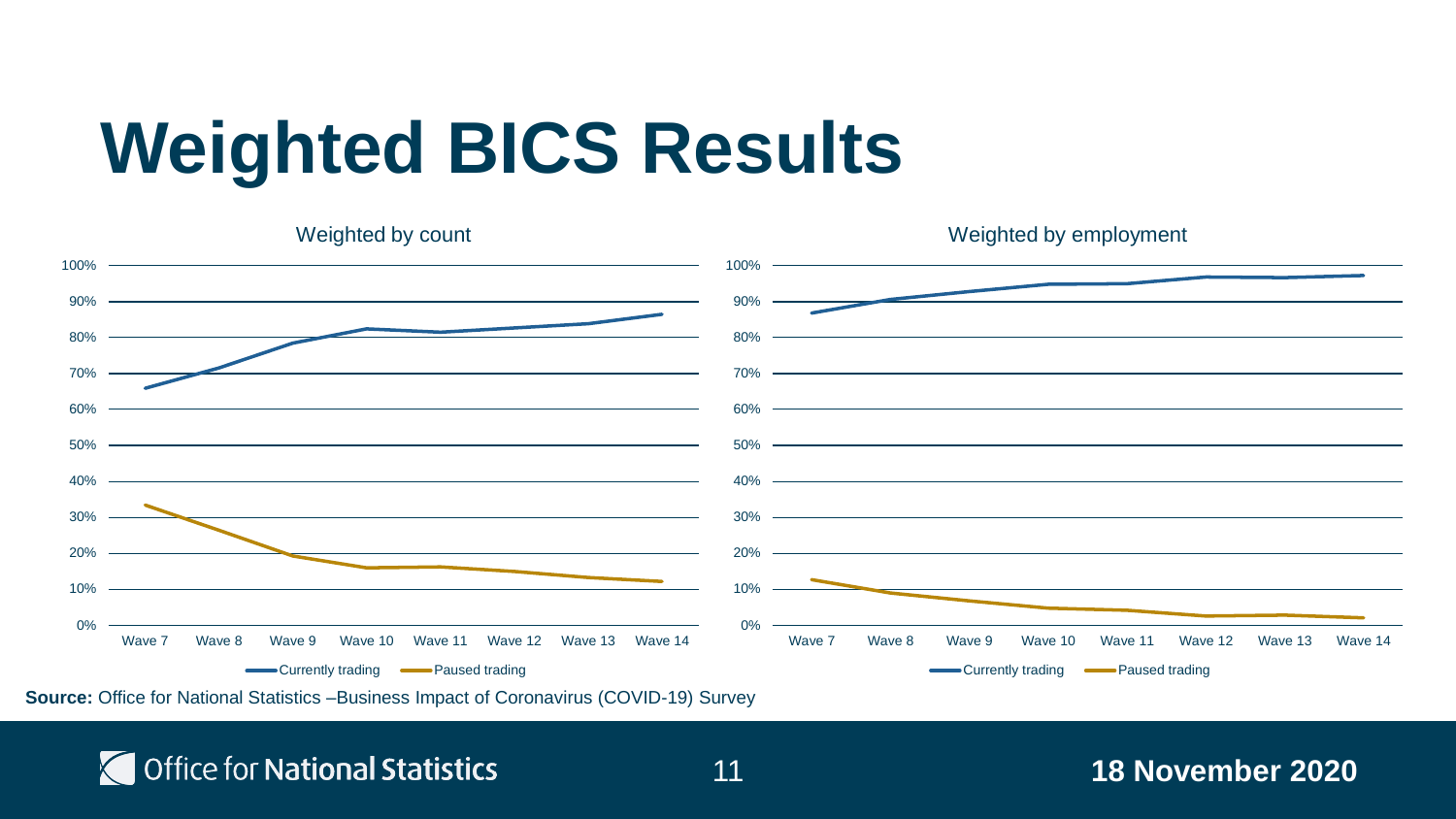# Weighted BICS Results

Weighted by count

Weighted by employment

Currently trading | Paused trading

**Source:** Office for National Statistics –Business Impact of Coronavirus (COVID-19) Survey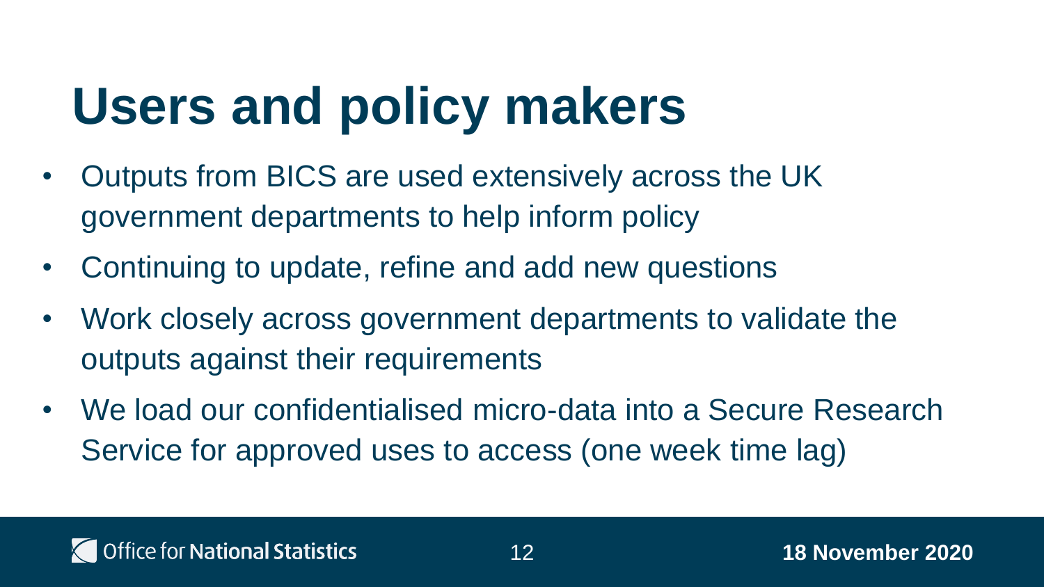# Users and policy makers

- Outputs from BICS are used extensively across the UK government departments to help inform policy
- Continuing to update, refine and add new questions
- Work closely across government departments to validate the outputs against their requirements
- We load our confidentialised micro-data into a Secure Research Service for approved uses to access (one week time lag)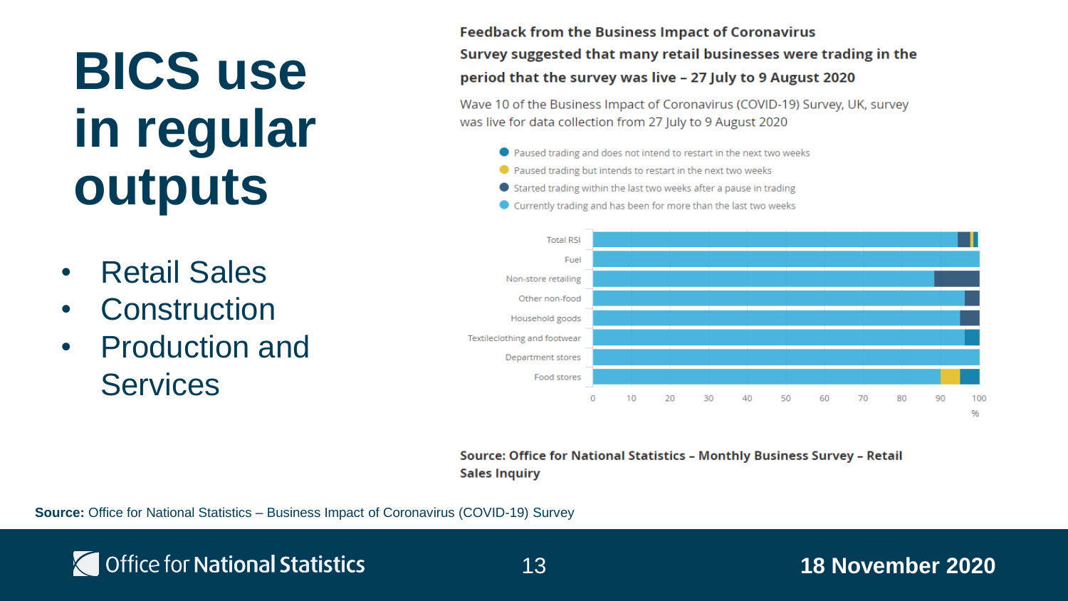# BICS use in regular outputs

- Retail Sales
- Construction
- Production and Services

**Feedback from the Business Impact of Coronavirus Survey suggested that many retail businesses were trading in the period that the survey was live – 27 July to 9 August 2020**

Wave 10 of the Business Impact of Coronavirus (COVID-19) Survey, UK, survey was live for data collection from 27 July to 9 August 2020

- Paused trading and does not intend to restart in the next two weeks
- Paused trading but intends to restart in the next two weeks
- Started trading within the last two weeks after a pause in trading
- Currently trading and has been for more than the last two weeks

Total RSI
Fuel
Non-store retailing
Other non-food
Household goods
Textileclothing and footwear
Department stores
Food stores

0 10 20 30 40 50 60 70 80 90 100
%

**Source: Office for National Statistics – Monthly Business Survey – Retail Sales Inquiry**

**Source:** Office for National Statistics – Business Impact of Coronavirus (COVID-19) Survey

18 November 2020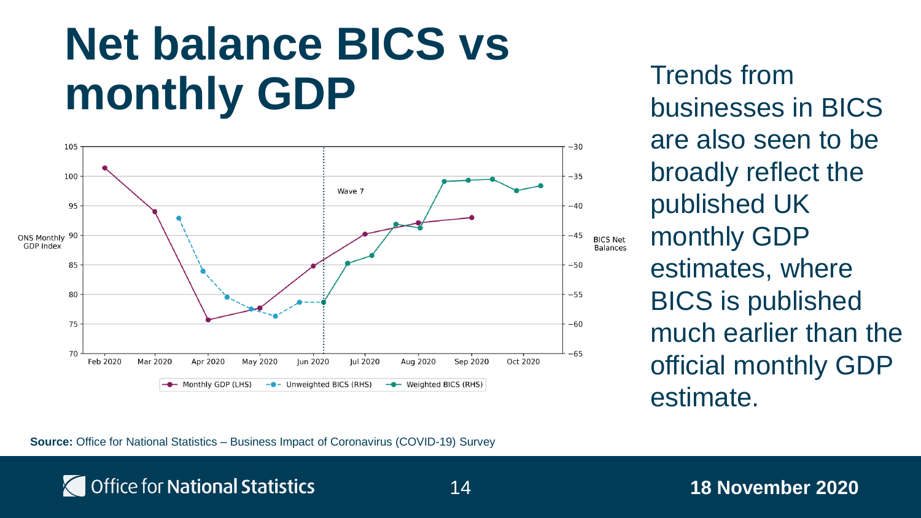# Net balance BICS vs monthly GDP

Trends from businesses in BICS are also seen to be broadly reflect the published UK monthly GDP estimates, where BICS is published much earlier than the official monthly GDP estimate.

**Source:** Office for National Statistics – Business Impact of Coronavirus (COVID-19) Survey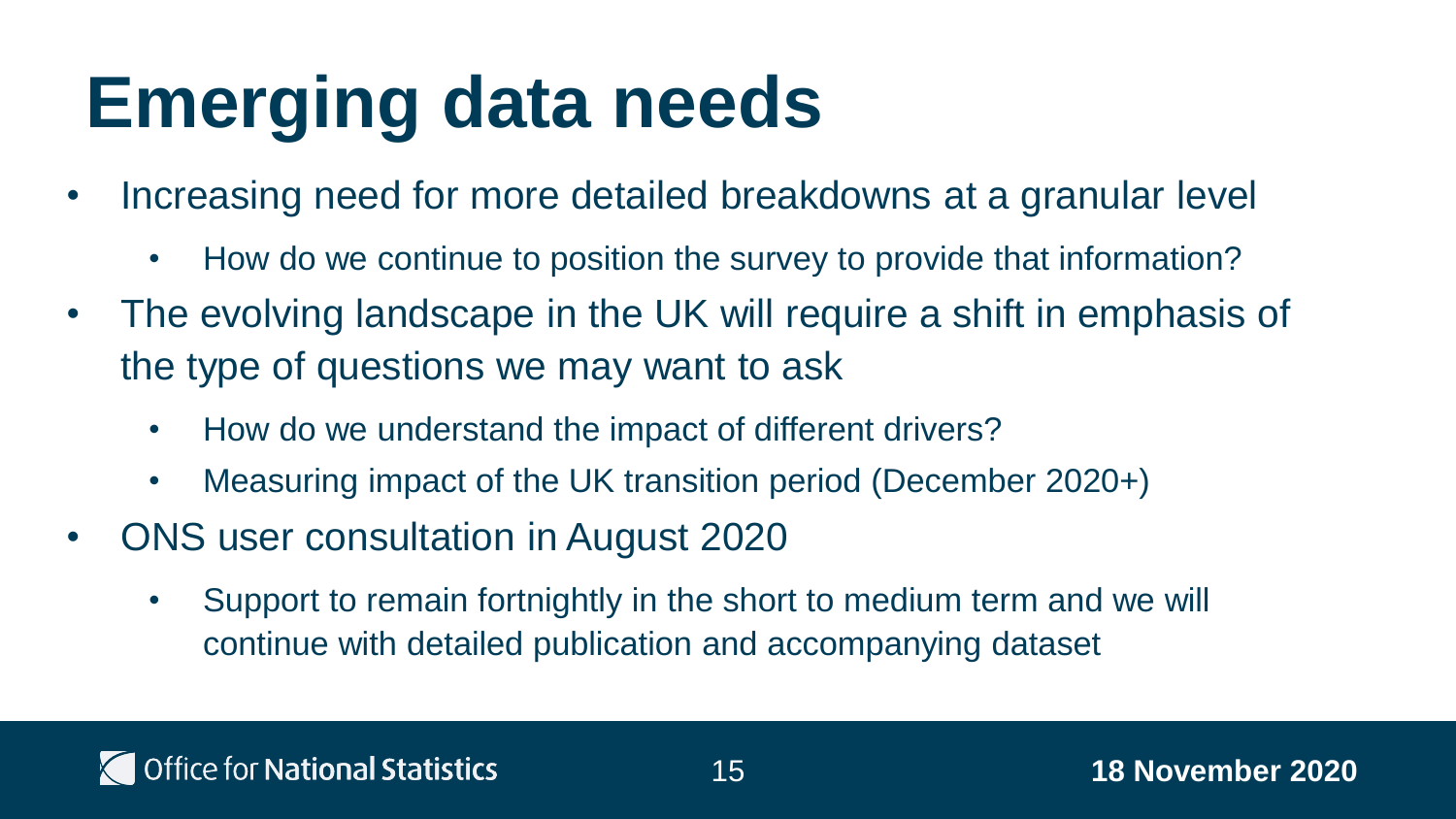# Emerging data needs

- Increasing need for more detailed breakdowns at a granular level
  - How do we continue to position the survey to provide that information?
- The evolving landscape in the UK will require a shift in emphasis of the type of questions we may want to ask
  - How do we understand the impact of different drivers?
  - Measuring impact of the UK transition period (December 2020+)
- ONS user consultation in August 2020
  - Support to remain fortnightly in the short to medium term and we will continue with detailed publication and accompanying dataset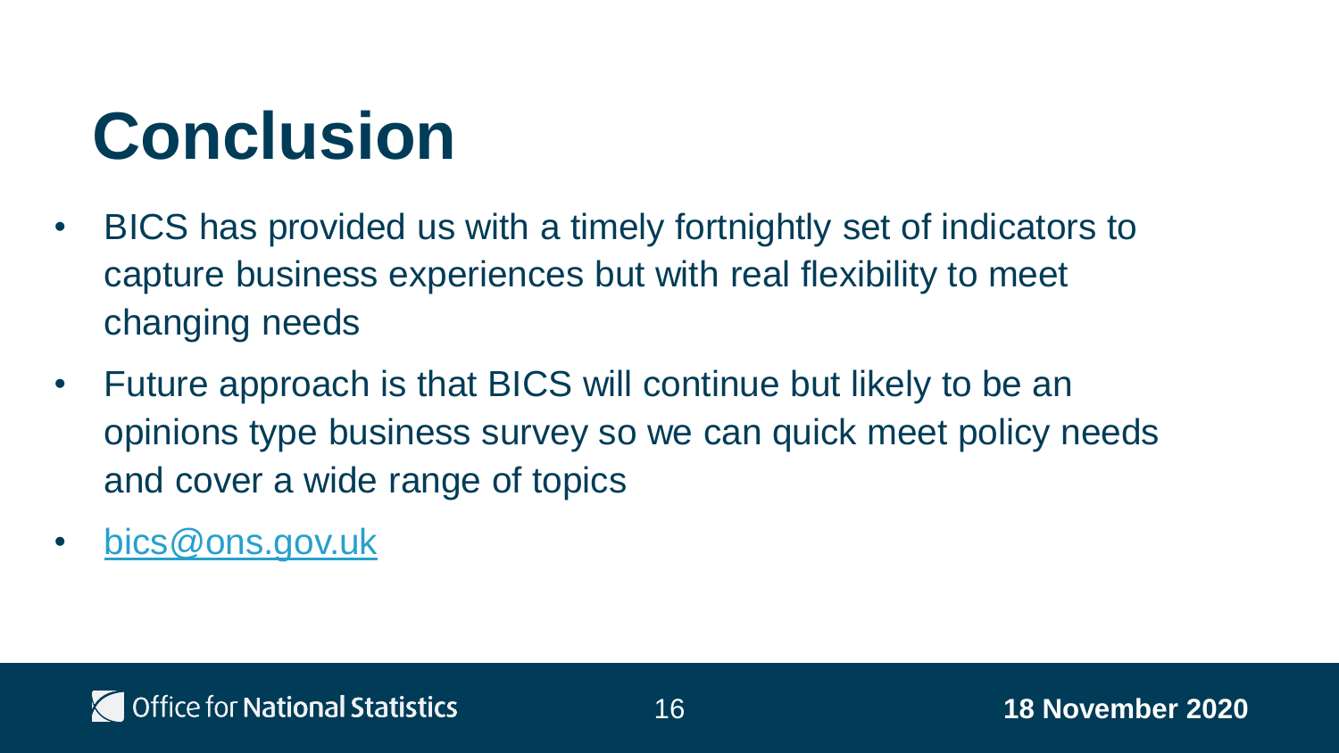# Conclusion

- BICS has provided us with a timely fortnightly set of indicators to capture business experiences but with real flexibility to meet changing needs
- Future approach is that BICS will continue but likely to be an opinions type business survey so we can quick meet policy needs and cover a wide range of topics
- bics@ons.gov.uk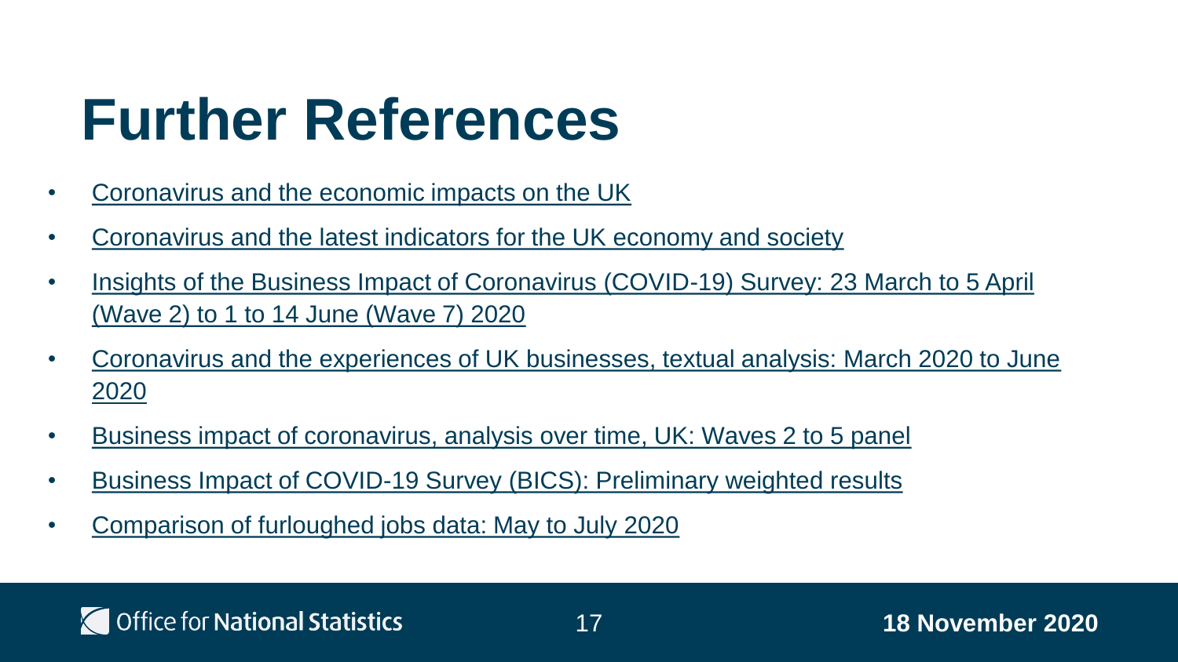# Further References

- Coronavirus and the economic impacts on the UK
- Coronavirus and the latest indicators for the UK economy and society
- Insights of the Business Impact of Coronavirus (COVID-19) Survey: 23 March to 5 April (Wave 2) to 1 to 14 June (Wave 7) 2020
- Coronavirus and the experiences of UK businesses, textual analysis: March 2020 to June 2020
- Business impact of coronavirus, analysis over time, UK: Waves 2 to 5 panel
- Business Impact of COVID-19 Survey (BICS): Preliminary weighted results
- Comparison of furloughed jobs data: May to July 2020